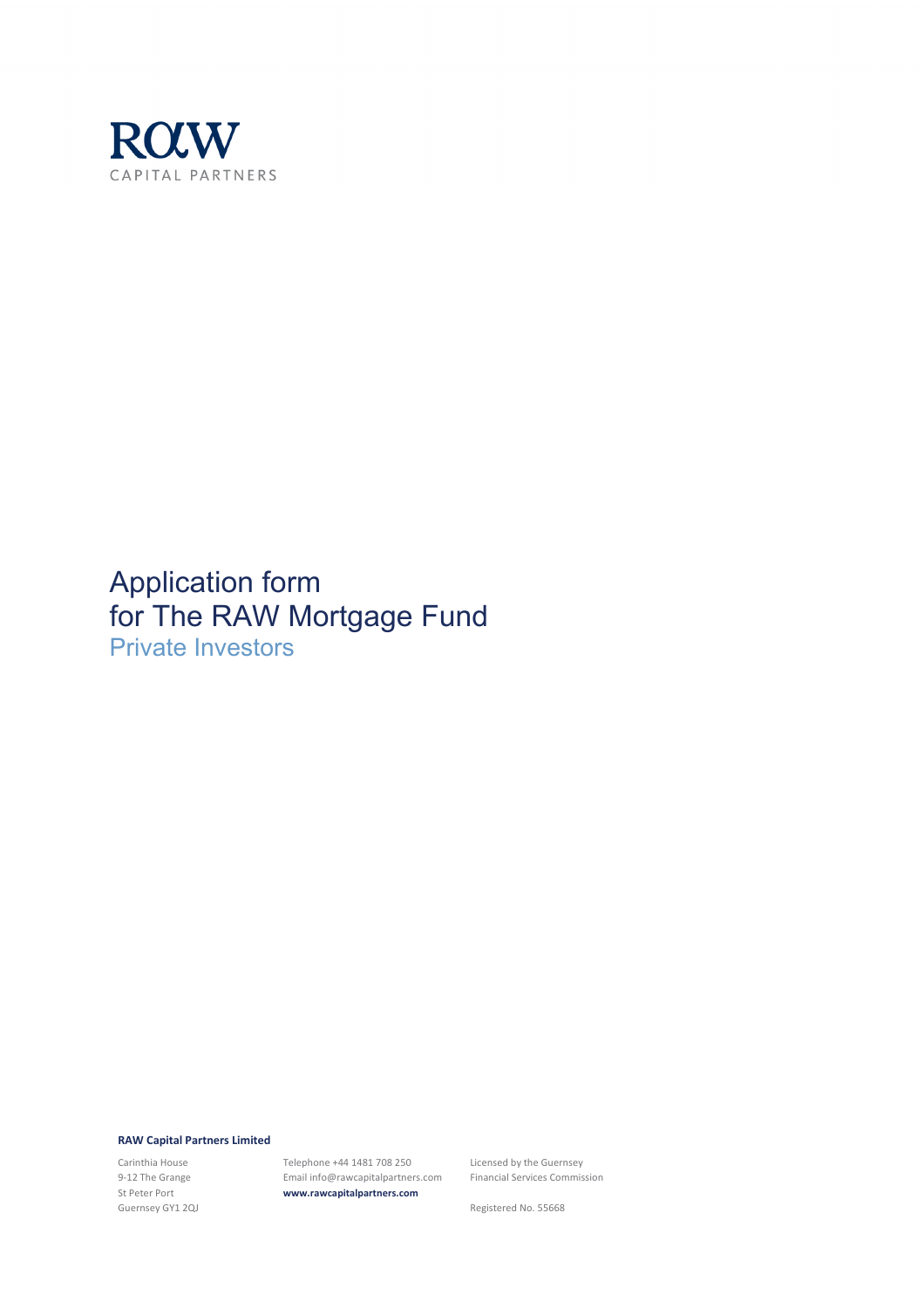RAW
CAPITAL PARTNERS

# Application form for The RAW Mortgage Fund

## Private Investors

**RAW Capital Partners Limited**

Carinthia House
9-12 The Grange
St Peter Port
Guernsey GY1 2QJ

Telephone +44 1481 708 250
Email info@rawcapitalpartners.com
**www.rawcapitalpartners.com**

Licensed by the Guernsey Financial Services Commission

Registered No. 55668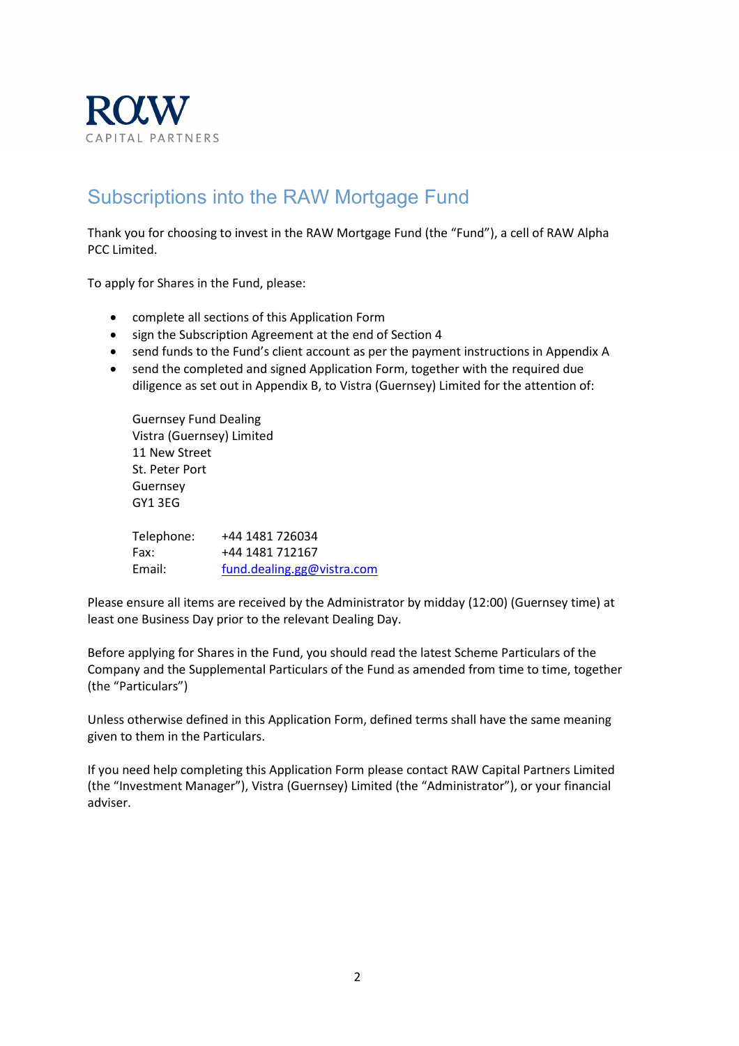RAW
CAPITAL PARTNERS

# Subscriptions into the RAW Mortgage Fund

Thank you for choosing to invest in the RAW Mortgage Fund (the "Fund"), a cell of RAW Alpha PCC Limited.

To apply for Shares in the Fund, please:

- complete all sections of this Application Form
- sign the Subscription Agreement at the end of Section 4
- send funds to the Fund's client account as per the payment instructions in Appendix A
- send the completed and signed Application Form, together with the required due diligence as set out in Appendix B, to Vistra (Guernsey) Limited for the attention of:

  Guernsey Fund Dealing
  Vistra (Guernsey) Limited
  11 New Street
  St. Peter Port
  Guernsey
  GY1 3EG

  Telephone: +44 1481 726034
  Fax: +44 1481 712167
  Email: fund.dealing.gg@vistra.com

Please ensure all items are received by the Administrator by midday (12:00) (Guernsey time) at least one Business Day prior to the relevant Dealing Day.

Before applying for Shares in the Fund, you should read the latest Scheme Particulars of the Company and the Supplemental Particulars of the Fund as amended from time to time, together (the "Particulars")

Unless otherwise defined in this Application Form, defined terms shall have the same meaning given to them in the Particulars.

If you need help completing this Application Form please contact RAW Capital Partners Limited (the "Investment Manager"), Vistra (Guernsey) Limited (the "Administrator"), or your financial adviser.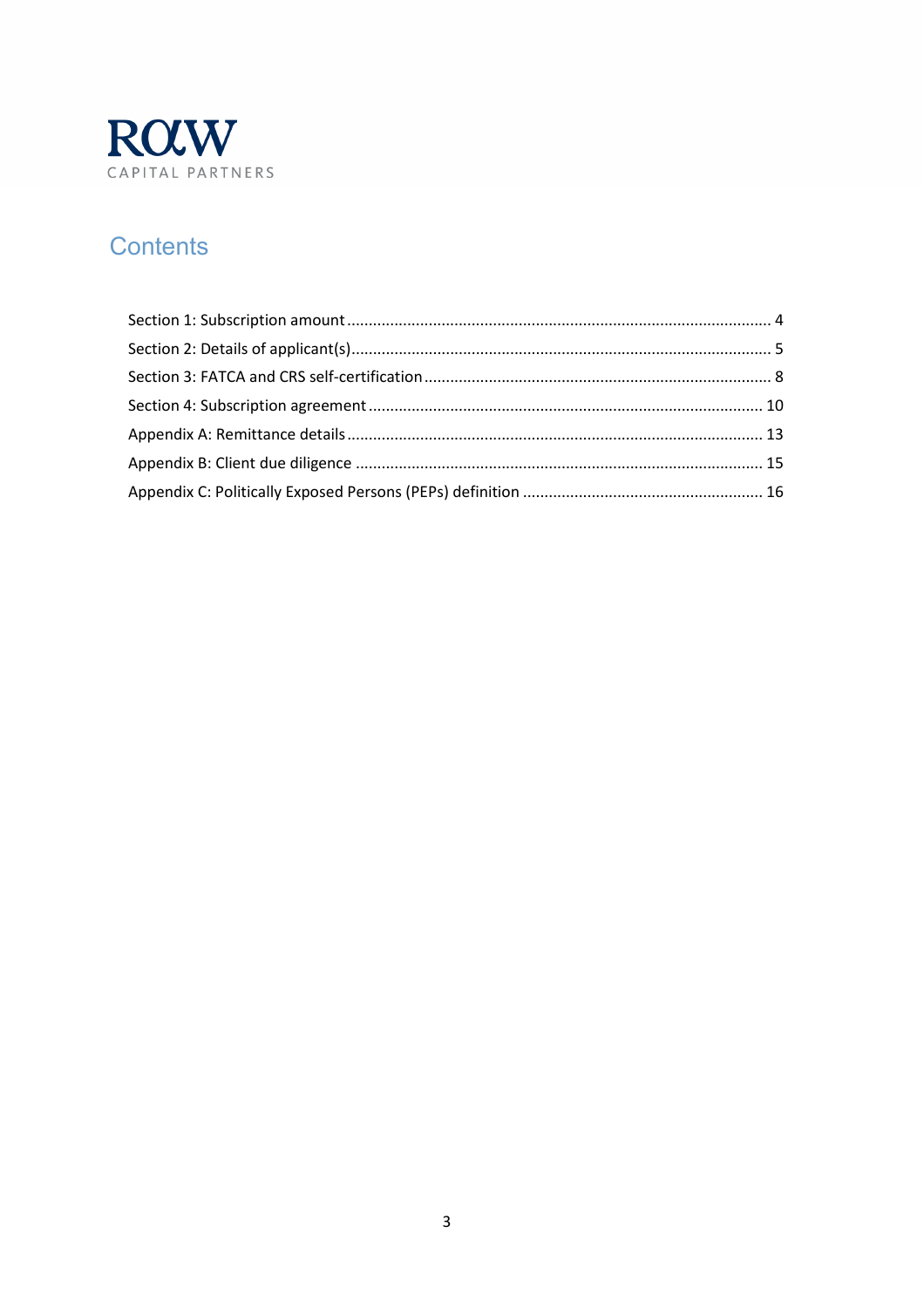RQW CAPITAL PARTNERS

# Contents

Section 1: Subscription amount ........................................................................................ 4

Section 2: Details of applicant(s)........................................................................................ 5

Section 3: FATCA and CRS self-certification ........................................................................ 8

Section 4: Subscription agreement .................................................................................. 10

Appendix A: Remittance details ........................................................................................ 13

Appendix B: Client due diligence ..................................................................................... 15

Appendix C: Politically Exposed Persons (PEPs) definition ............................................... 16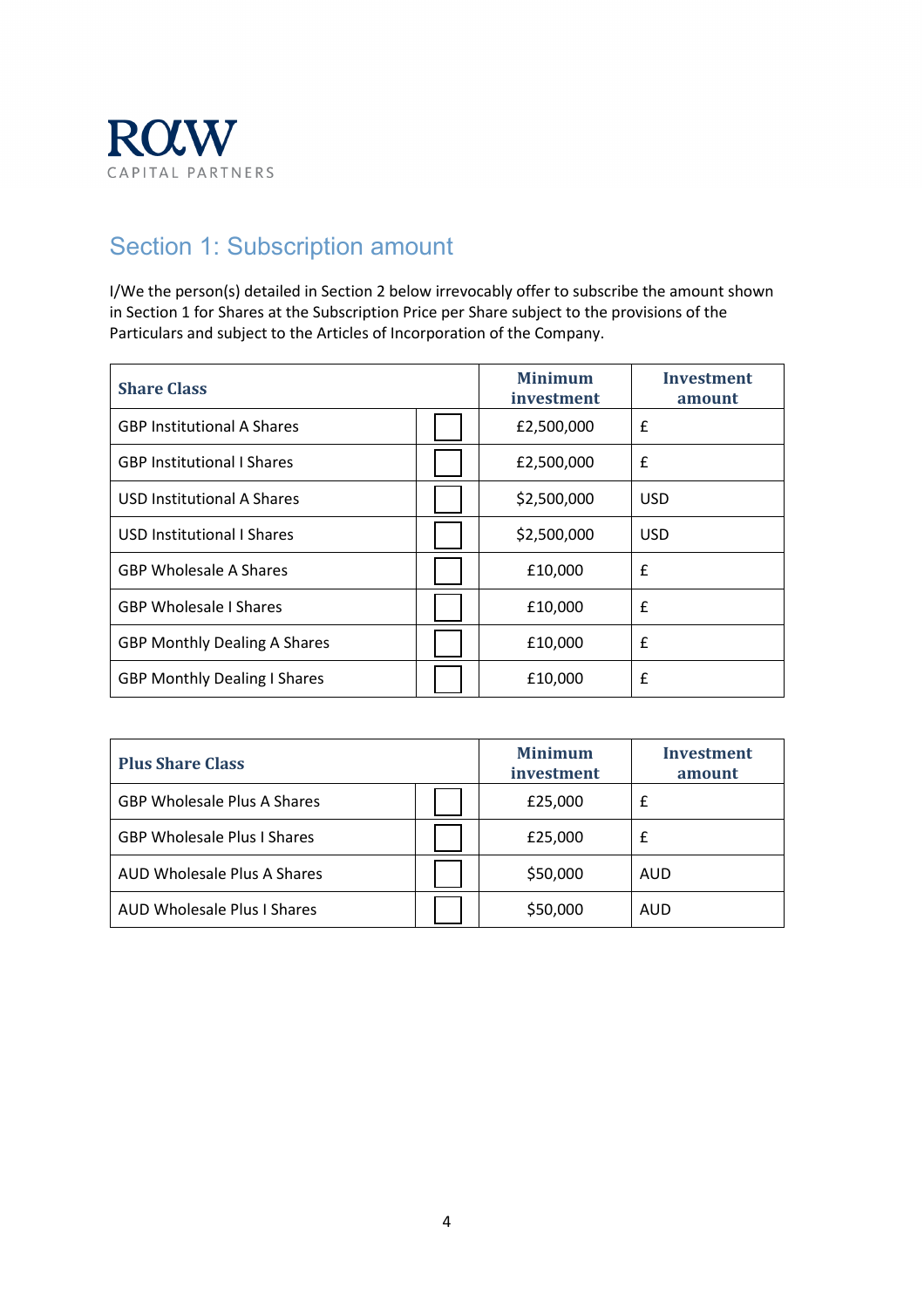ROW

CAPITAL PARTNERS

## Section 1: Subscription amount

I/We the person(s) detailed in Section 2 below irrevocably offer to subscribe the amount shown in Section 1 for Shares at the Subscription Price per Share subject to the provisions of the Particulars and subject to the Articles of Incorporation of the Company.

| Share Class | | Minimum investment | Investment amount |
|---|---|---|---|
| GBP Institutional A Shares | ☐ | £2,500,000 | £ |
| GBP Institutional I Shares | ☐ | £2,500,000 | £ |
| USD Institutional A Shares | ☐ | $2,500,000 | USD |
| USD Institutional I Shares | ☐ | $2,500,000 | USD |
| GBP Wholesale A Shares | ☐ | £10,000 | £ |
| GBP Wholesale I Shares | ☐ | £10,000 | £ |
| GBP Monthly Dealing A Shares | ☐ | £10,000 | £ |
| GBP Monthly Dealing I Shares | ☐ | £10,000 | £ |

| Plus Share Class | | Minimum investment | Investment amount |
|---|---|---|---|
| GBP Wholesale Plus A Shares | ☐ | £25,000 | £ |
| GBP Wholesale Plus I Shares | ☐ | £25,000 | £ |
| AUD Wholesale Plus A Shares | ☐ | $50,000 | AUD |
| AUD Wholesale Plus I Shares | ☐ | $50,000 | AUD |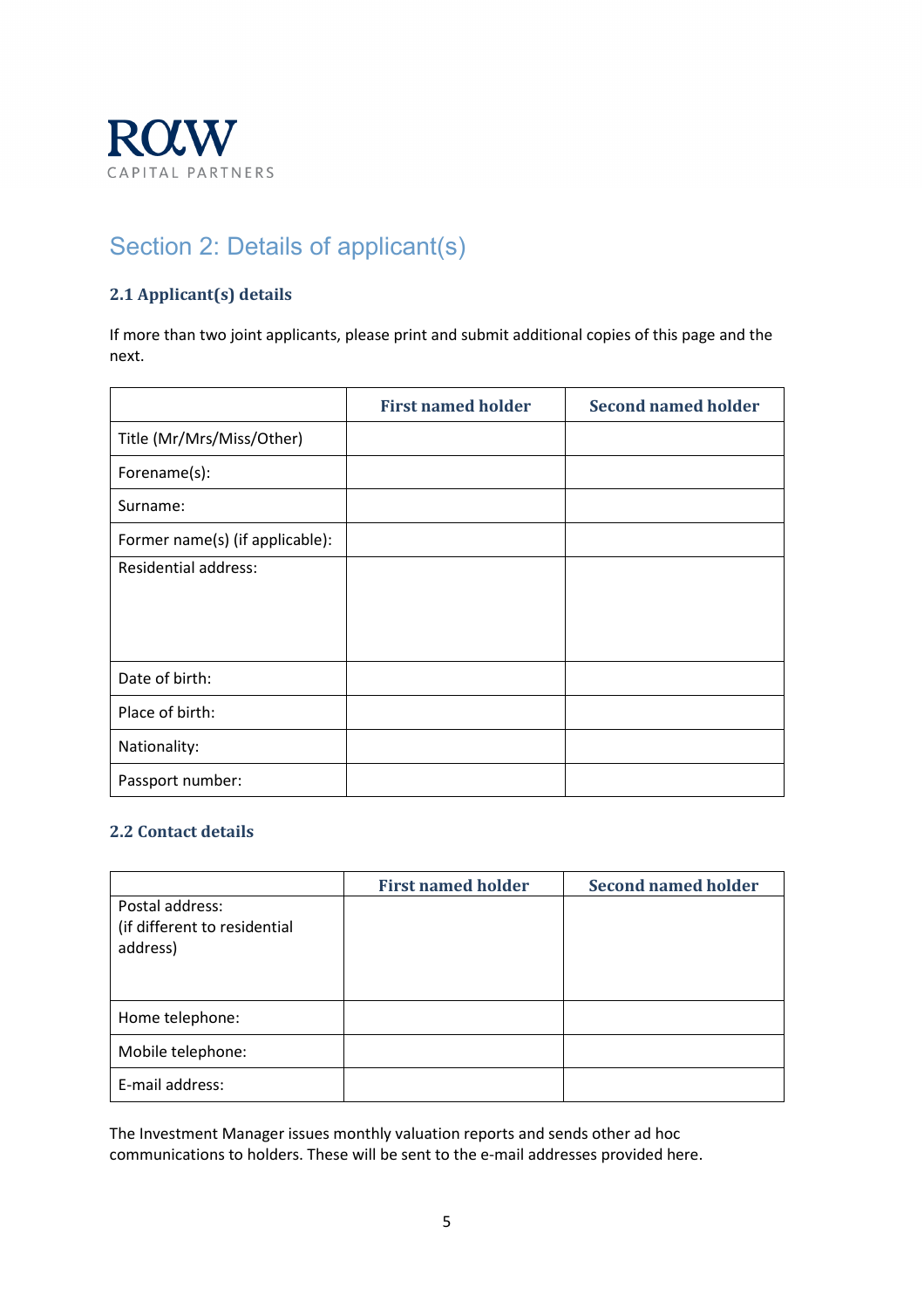ROW
CAPITAL PARTNERS

# Section 2: Details of applicant(s)

### 2.1 Applicant(s) details

If more than two joint applicants, please print and submit additional copies of this page and the next.

| | First named holder | Second named holder |
|---|---|---|
| Title (Mr/Mrs/Miss/Other) | | |
| Forename(s): | | |
| Surname: | | |
| Former name(s) (if applicable): | | |
| Residential address: | | |
| Date of birth: | | |
| Place of birth: | | |
| Nationality: | | |
| Passport number: | | |

### 2.2 Contact details

| | First named holder | Second named holder |
|---|---|---|
| Postal address: (if different to residential address) | | |
| Home telephone: | | |
| Mobile telephone: | | |
| E-mail address: | | |

The Investment Manager issues monthly valuation reports and sends other ad hoc communications to holders. These will be sent to the e-mail addresses provided here.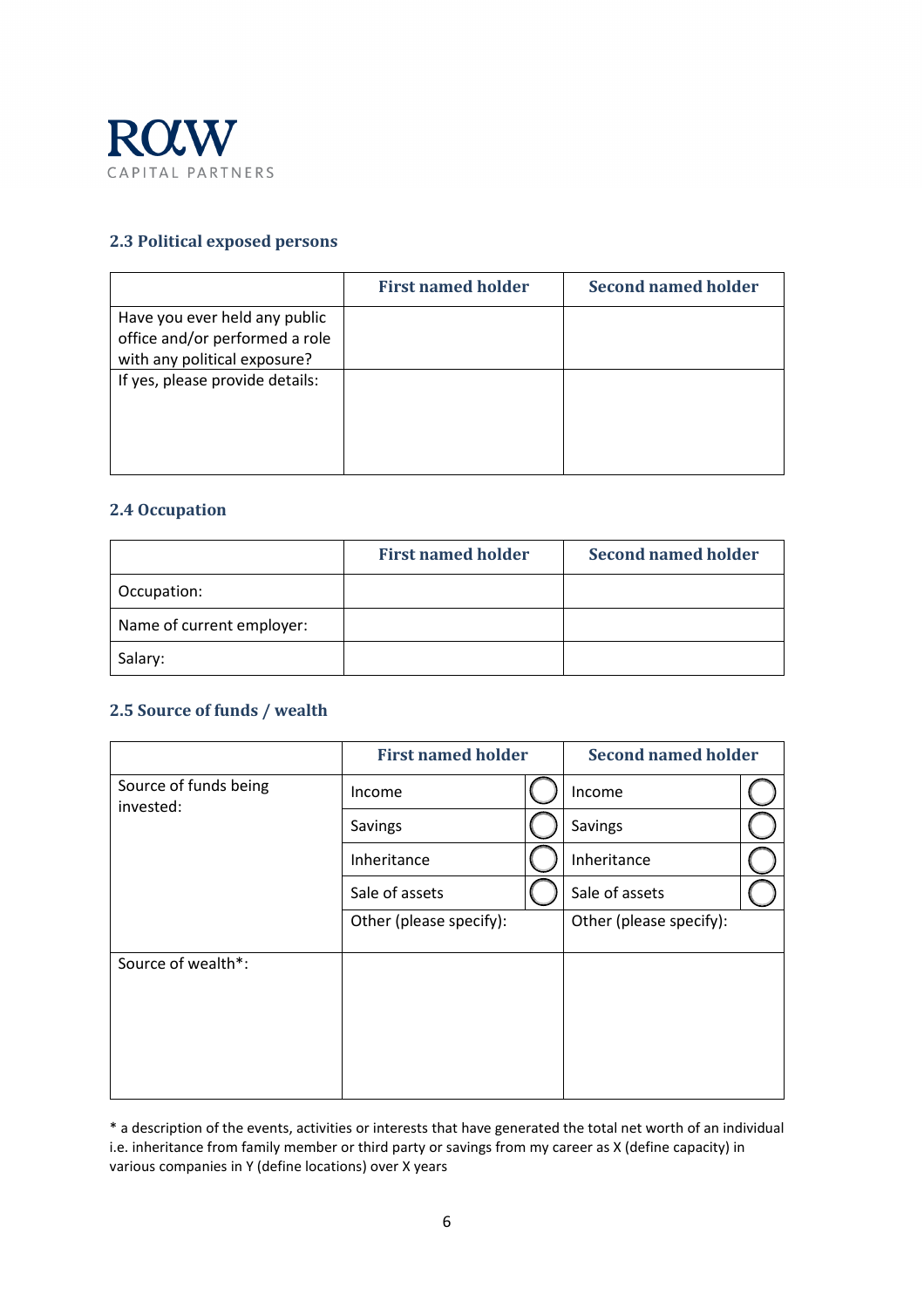## 2.3 Political exposed persons

| | First named holder | Second named holder |
|---|---|---|
| Have you ever held any public office and/or performed a role with any political exposure? | | |
| If yes, please provide details: | | |

## 2.4 Occupation

| | First named holder | Second named holder |
|---|---|---|
| Occupation: | | |
| Name of current employer: | | |
| Salary: | | |

## 2.5 Source of funds / wealth

| | First named holder | | Second named holder | |
|---|---|---|---|---|
| Source of funds being invested: | Income | ◯ | Income | ◯ |
| | Savings | ◯ | Savings | ◯ |
| | Inheritance | ◯ | Inheritance | ◯ |
| | Sale of assets | ◯ | Sale of assets | ◯ |
| | Other (please specify): | | Other (please specify): | |
| Source of wealth*: | | | | |

* a description of the events, activities or interests that have generated the total net worth of an individual i.e. inheritance from family member or third party or savings from my career as X (define capacity) in various companies in Y (define locations) over X years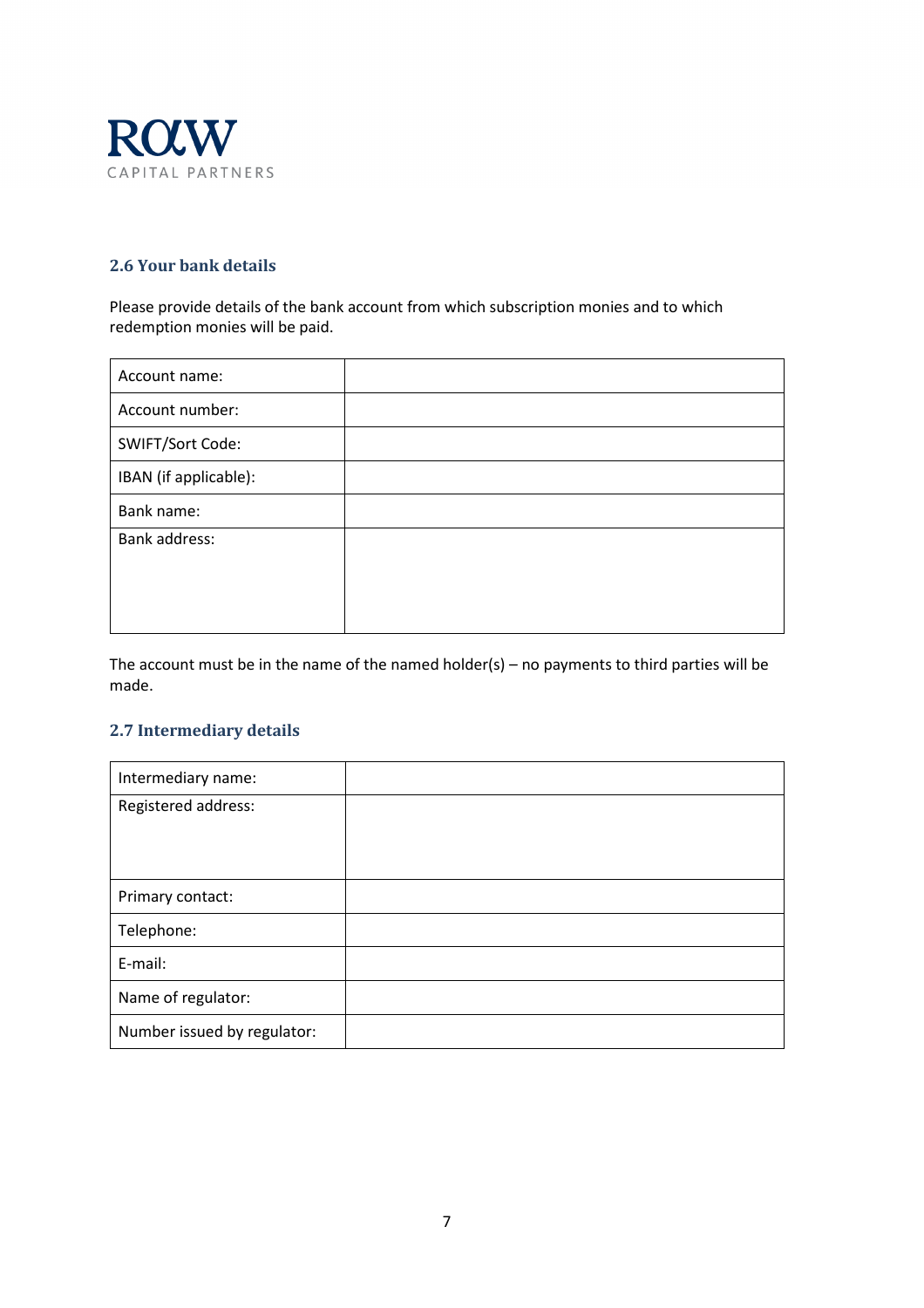## 2.6 Your bank details

Please provide details of the bank account from which subscription monies and to which redemption monies will be paid.

| | |
|---|---|
| Account name: | |
| Account number: | |
| SWIFT/Sort Code: | |
| IBAN (if applicable): | |
| Bank name: | |
| Bank address: | |

The account must be in the name of the named holder(s) – no payments to third parties will be made.

## 2.7 Intermediary details

| | |
|---|---|
| Intermediary name: | |
| Registered address: | |
| Primary contact: | |
| Telephone: | |
| E-mail: | |
| Name of regulator: | |
| Number issued by regulator: | |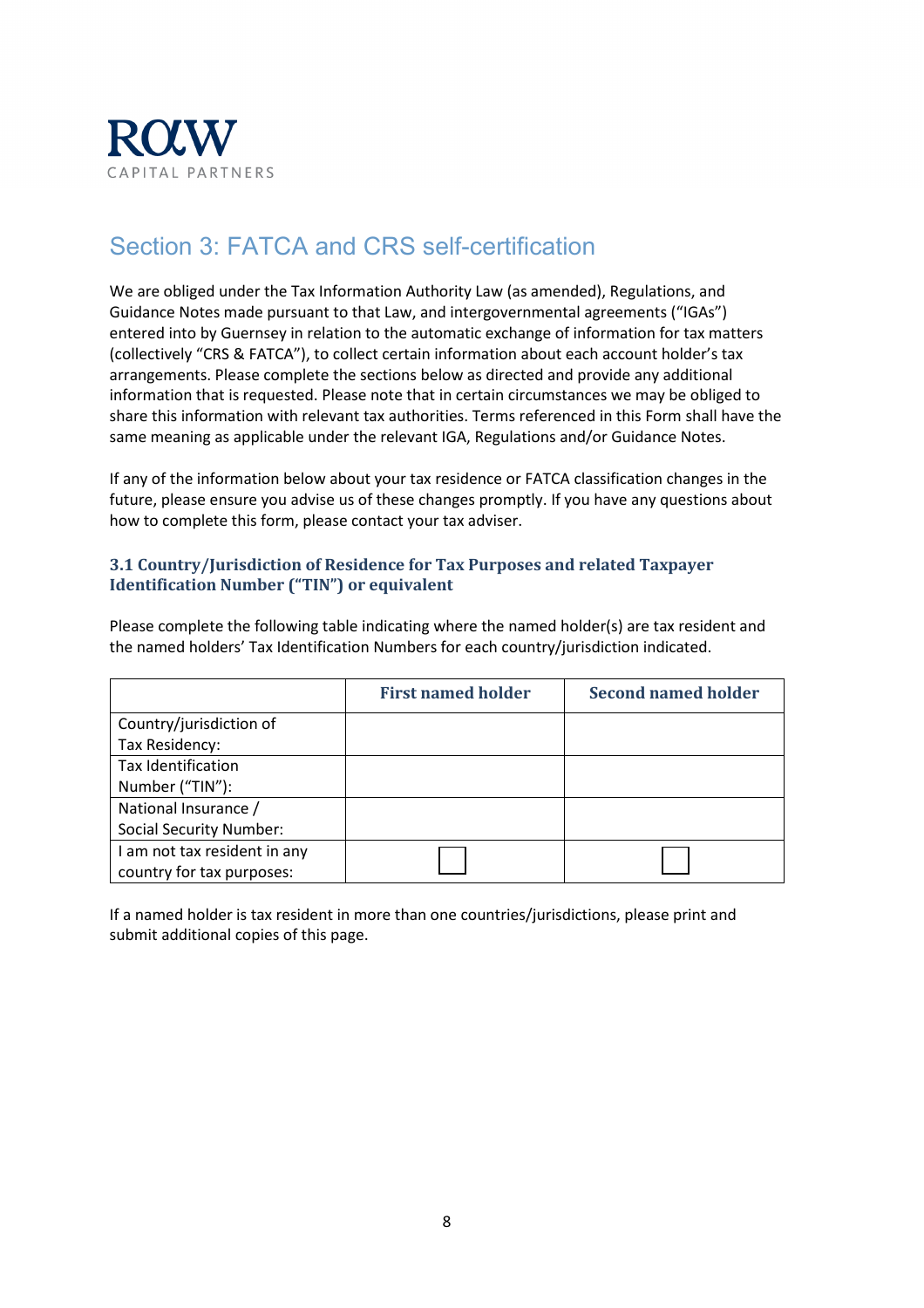ROW
CAPITAL PARTNERS

## Section 3: FATCA and CRS self-certification

We are obliged under the Tax Information Authority Law (as amended), Regulations, and Guidance Notes made pursuant to that Law, and intergovernmental agreements ("IGAs") entered into by Guernsey in relation to the automatic exchange of information for tax matters (collectively "CRS & FATCA"), to collect certain information about each account holder's tax arrangements. Please complete the sections below as directed and provide any additional information that is requested. Please note that in certain circumstances we may be obliged to share this information with relevant tax authorities. Terms referenced in this Form shall have the same meaning as applicable under the relevant IGA, Regulations and/or Guidance Notes.

If any of the information below about your tax residence or FATCA classification changes in the future, please ensure you advise us of these changes promptly. If you have any questions about how to complete this form, please contact your tax adviser.

### 3.1 Country/Jurisdiction of Residence for Tax Purposes and related Taxpayer Identification Number ("TIN") or equivalent

Please complete the following table indicating where the named holder(s) are tax resident and the named holders' Tax Identification Numbers for each country/jurisdiction indicated.

| | First named holder | Second named holder |
|---|---|---|
| Country/jurisdiction of Tax Residency: | | |
| Tax Identification Number ("TIN"): | | |
| National Insurance / Social Security Number: | | |
| I am not tax resident in any country for tax purposes: | ☐ | ☐ |

If a named holder is tax resident in more than one countries/jurisdictions, please print and submit additional copies of this page.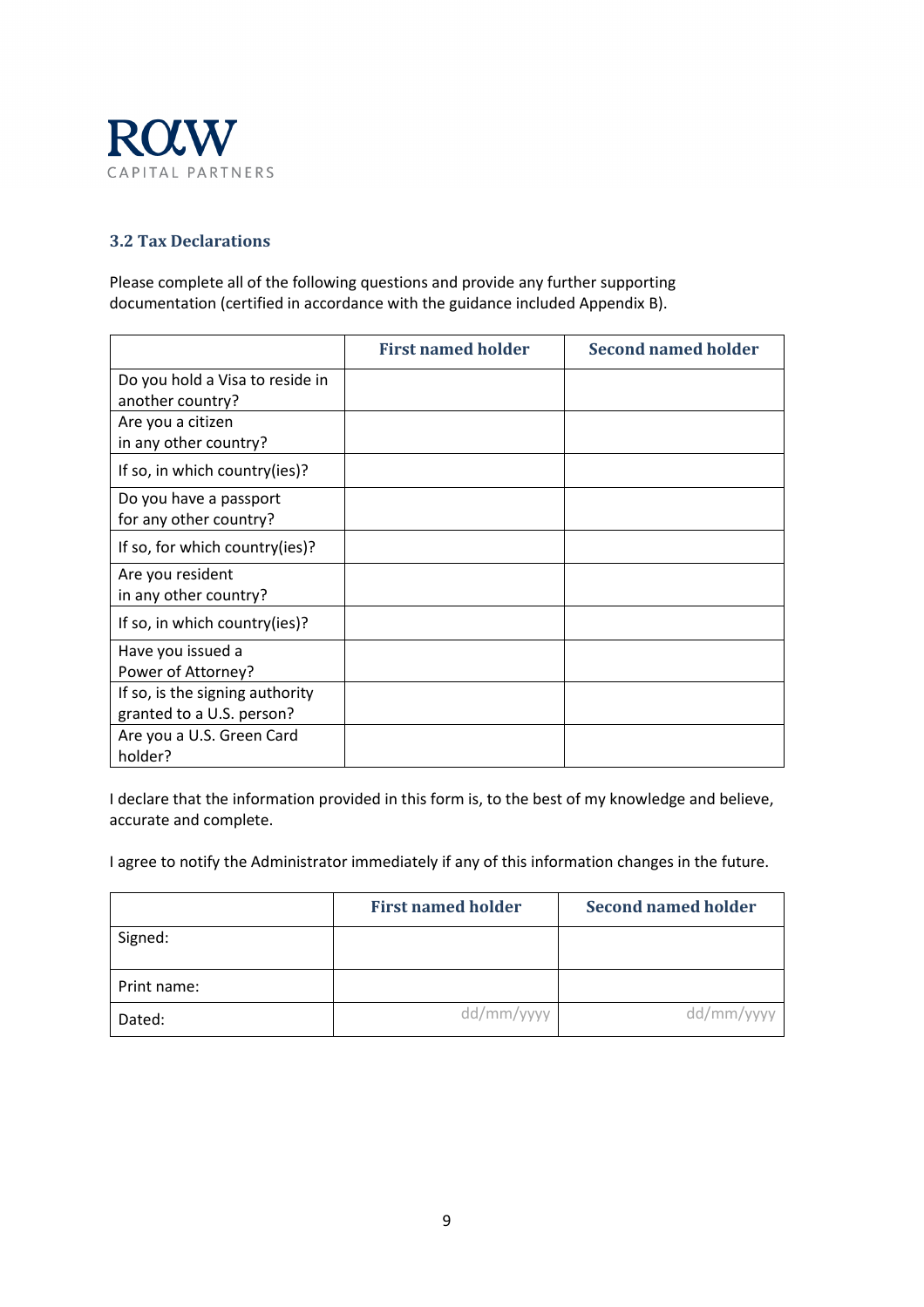ROW
CAPITAL PARTNERS

### 3.2 Tax Declarations

Please complete all of the following questions and provide any further supporting documentation (certified in accordance with the guidance included Appendix B).

| | First named holder | Second named holder |
|---|---|---|
| Do you hold a Visa to reside in another country? | | |
| Are you a citizen in any other country? | | |
| If so, in which country(ies)? | | |
| Do you have a passport for any other country? | | |
| If so, for which country(ies)? | | |
| Are you resident in any other country? | | |
| If so, in which country(ies)? | | |
| Have you issued a Power of Attorney? | | |
| If so, is the signing authority granted to a U.S. person? | | |
| Are you a U.S. Green Card holder? | | |

I declare that the information provided in this form is, to the best of my knowledge and believe, accurate and complete.

I agree to notify the Administrator immediately if any of this information changes in the future.

| | First named holder | Second named holder |
|---|---|---|
| Signed: | | |
| Print name: | | |
| Dated: | dd/mm/yyyy | dd/mm/yyyy |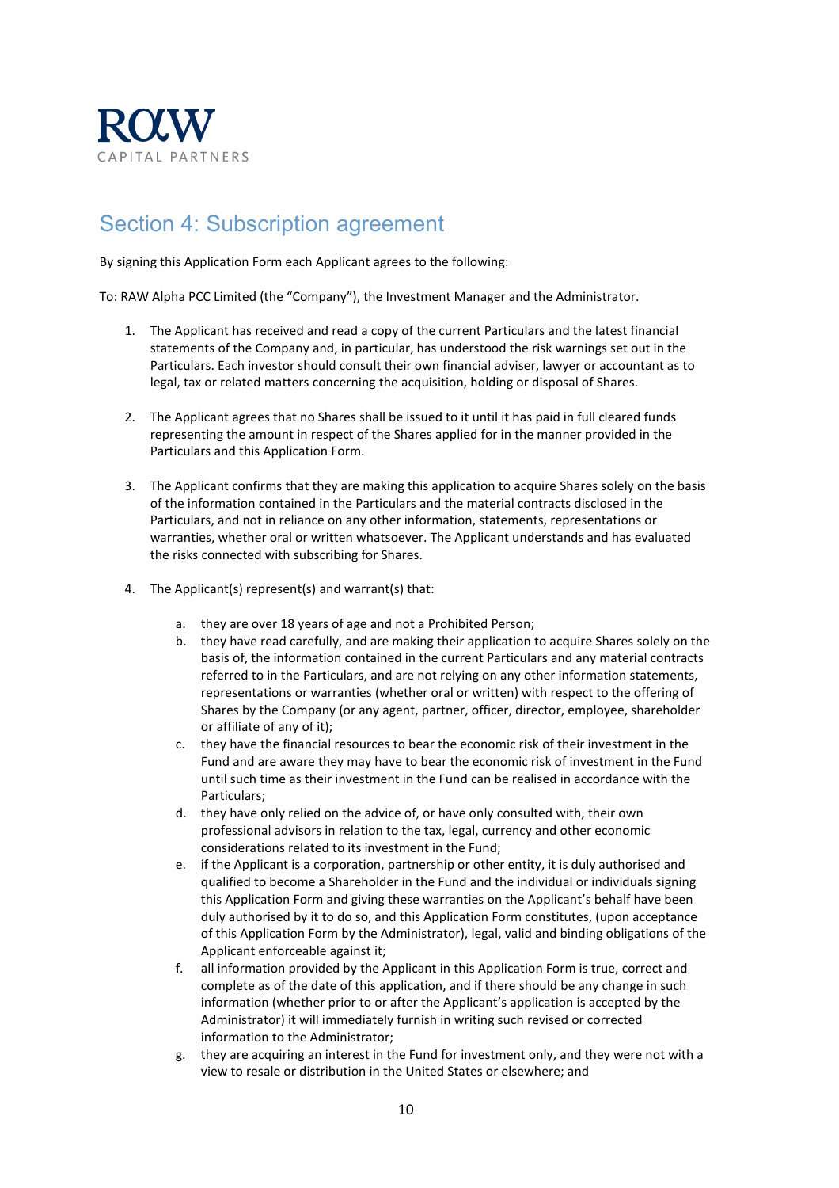# Section 4: Subscription agreement

By signing this Application Form each Applicant agrees to the following:

To: RAW Alpha PCC Limited (the "Company"), the Investment Manager and the Administrator.

1. The Applicant has received and read a copy of the current Particulars and the latest financial statements of the Company and, in particular, has understood the risk warnings set out in the Particulars. Each investor should consult their own financial adviser, lawyer or accountant as to legal, tax or related matters concerning the acquisition, holding or disposal of Shares.

2. The Applicant agrees that no Shares shall be issued to it until it has paid in full cleared funds representing the amount in respect of the Shares applied for in the manner provided in the Particulars and this Application Form.

3. The Applicant confirms that they are making this application to acquire Shares solely on the basis of the information contained in the Particulars and the material contracts disclosed in the Particulars, and not in reliance on any other information, statements, representations or warranties, whether oral or written whatsoever. The Applicant understands and has evaluated the risks connected with subscribing for Shares.

4. The Applicant(s) represent(s) and warrant(s) that:

   a. they are over 18 years of age and not a Prohibited Person;
   b. they have read carefully, and are making their application to acquire Shares solely on the basis of, the information contained in the current Particulars and any material contracts referred to in the Particulars, and are not relying on any other information statements, representations or warranties (whether oral or written) with respect to the offering of Shares by the Company (or any agent, partner, officer, director, employee, shareholder or affiliate of any of it);
   c. they have the financial resources to bear the economic risk of their investment in the Fund and are aware they may have to bear the economic risk of investment in the Fund until such time as their investment in the Fund can be realised in accordance with the Particulars;
   d. they have only relied on the advice of, or have only consulted with, their own professional advisors in relation to the tax, legal, currency and other economic considerations related to its investment in the Fund;
   e. if the Applicant is a corporation, partnership or other entity, it is duly authorised and qualified to become a Shareholder in the Fund and the individual or individuals signing this Application Form and giving these warranties on the Applicant's behalf have been duly authorised by it to do so, and this Application Form constitutes, (upon acceptance of this Application Form by the Administrator), legal, valid and binding obligations of the Applicant enforceable against it;
   f. all information provided by the Applicant in this Application Form is true, correct and complete as of the date of this application, and if there should be any change in such information (whether prior to or after the Applicant's application is accepted by the Administrator) it will immediately furnish in writing such revised or corrected information to the Administrator;
   g. they are acquiring an interest in the Fund for investment only, and they were not with a view to resale or distribution in the United States or elsewhere; and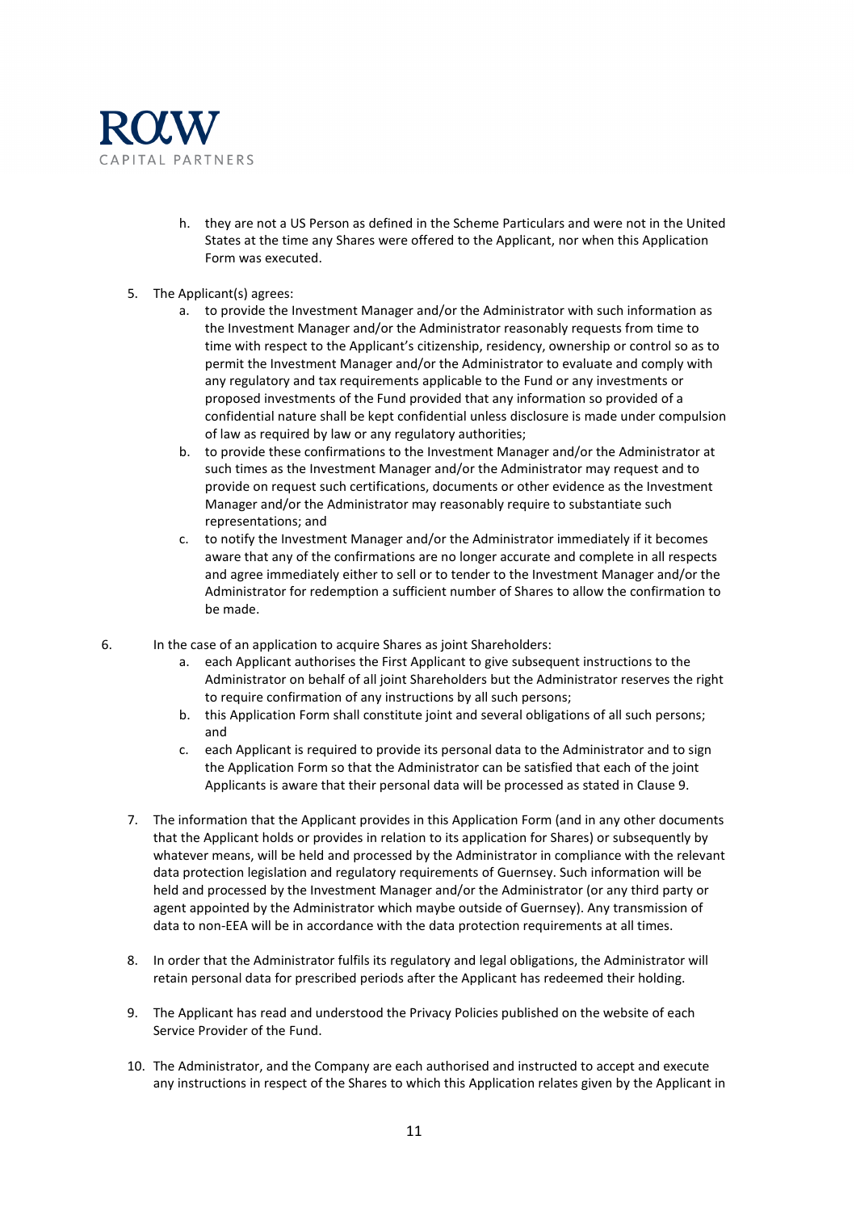h. they are not a US Person as defined in the Scheme Particulars and were not in the United States at the time any Shares were offered to the Applicant, nor when this Application Form was executed.

5. The Applicant(s) agrees:
   a. to provide the Investment Manager and/or the Administrator with such information as the Investment Manager and/or the Administrator reasonably requests from time to time with respect to the Applicant's citizenship, residency, ownership or control so as to permit the Investment Manager and/or the Administrator to evaluate and comply with any regulatory and tax requirements applicable to the Fund or any investments or proposed investments of the Fund provided that any information so provided of a confidential nature shall be kept confidential unless disclosure is made under compulsion of law as required by law or any regulatory authorities;
   b. to provide these confirmations to the Investment Manager and/or the Administrator at such times as the Investment Manager and/or the Administrator may request and to provide on request such certifications, documents or other evidence as the Investment Manager and/or the Administrator may reasonably require to substantiate such representations; and
   c. to notify the Investment Manager and/or the Administrator immediately if it becomes aware that any of the confirmations are no longer accurate and complete in all respects and agree immediately either to sell or to tender to the Investment Manager and/or the Administrator for redemption a sufficient number of Shares to allow the confirmation to be made.

6. In the case of an application to acquire Shares as joint Shareholders:
   a. each Applicant authorises the First Applicant to give subsequent instructions to the Administrator on behalf of all joint Shareholders but the Administrator reserves the right to require confirmation of any instructions by all such persons;
   b. this Application Form shall constitute joint and several obligations of all such persons; and
   c. each Applicant is required to provide its personal data to the Administrator and to sign the Application Form so that the Administrator can be satisfied that each of the joint Applicants is aware that their personal data will be processed as stated in Clause 9.

7. The information that the Applicant provides in this Application Form (and in any other documents that the Applicant holds or provides in relation to its application for Shares) or subsequently by whatever means, will be held and processed by the Administrator in compliance with the relevant data protection legislation and regulatory requirements of Guernsey. Such information will be held and processed by the Investment Manager and/or the Administrator (or any third party or agent appointed by the Administrator which maybe outside of Guernsey). Any transmission of data to non-EEA will be in accordance with the data protection requirements at all times.

8. In order that the Administrator fulfils its regulatory and legal obligations, the Administrator will retain personal data for prescribed periods after the Applicant has redeemed their holding.

9. The Applicant has read and understood the Privacy Policies published on the website of each Service Provider of the Fund.

10. The Administrator, and the Company are each authorised and instructed to accept and execute any instructions in respect of the Shares to which this Application relates given by the Applicant in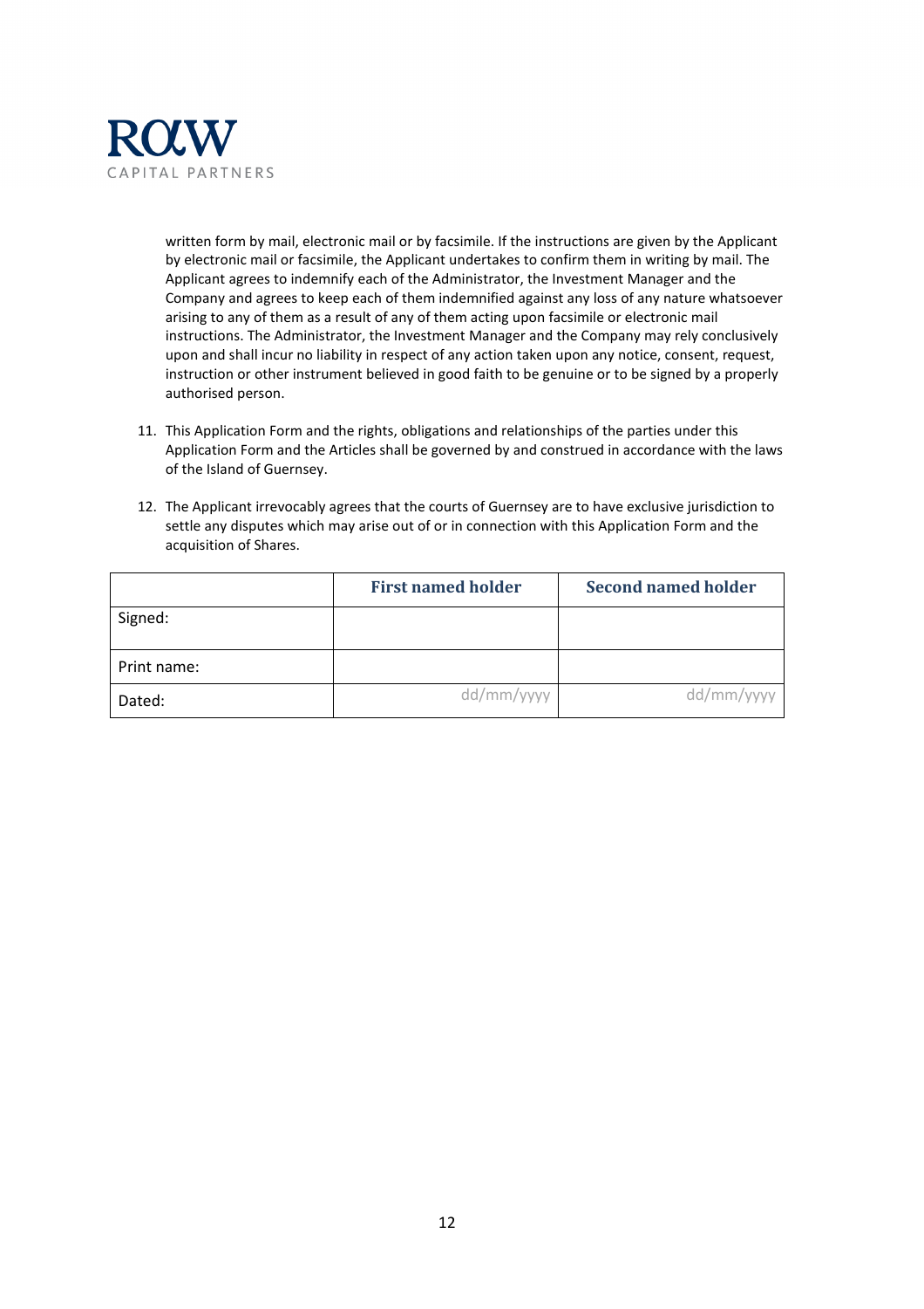written form by mail, electronic mail or by facsimile. If the instructions are given by the Applicant by electronic mail or facsimile, the Applicant undertakes to confirm them in writing by mail. The Applicant agrees to indemnify each of the Administrator, the Investment Manager and the Company and agrees to keep each of them indemnified against any loss of any nature whatsoever arising to any of them as a result of any of them acting upon facsimile or electronic mail instructions. The Administrator, the Investment Manager and the Company may rely conclusively upon and shall incur no liability in respect of any action taken upon any notice, consent, request, instruction or other instrument believed in good faith to be genuine or to be signed by a properly authorised person.

11. This Application Form and the rights, obligations and relationships of the parties under this Application Form and the Articles shall be governed by and construed in accordance with the laws of the Island of Guernsey.

12. The Applicant irrevocably agrees that the courts of Guernsey are to have exclusive jurisdiction to settle any disputes which may arise out of or in connection with this Application Form and the acquisition of Shares.

| | **First named holder** | **Second named holder** |
|---|---|---|
| Signed: | | |
| Print name: | | |
| Dated: | dd/mm/yyyy | dd/mm/yyyy |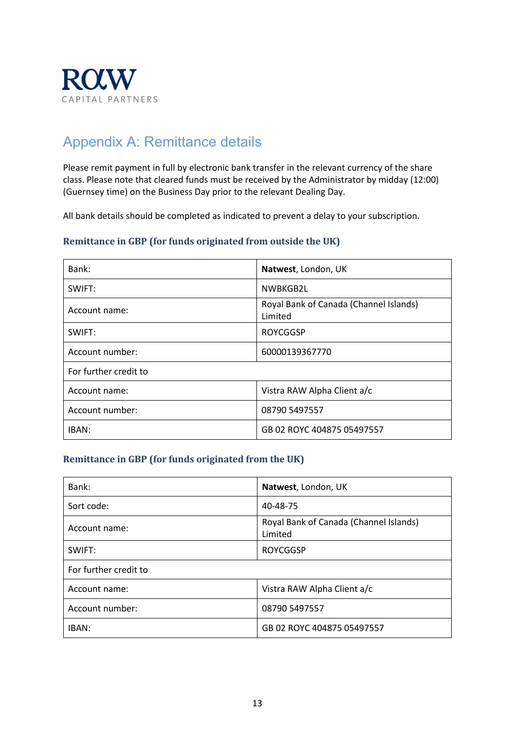# Appendix A: Remittance details

Please remit payment in full by electronic bank transfer in the relevant currency of the share class. Please note that cleared funds must be received by the Administrator by midday (12:00) (Guernsey time) on the Business Day prior to the relevant Dealing Day.

All bank details should be completed as indicated to prevent a delay to your subscription.

### Remittance in GBP (for funds originated from outside the UK)

| Bank: | **Natwest**, London, UK |
|---|---|
| SWIFT: | NWBKGB2L |
| Account name: | Royal Bank of Canada (Channel Islands) Limited |
| SWIFT: | ROYCGGSP |
| Account number: | 60000139367770 |
| For further credit to | |
| Account name: | Vistra RAW Alpha Client a/c |
| Account number: | 08790 5497557 |
| IBAN: | GB 02 ROYC 404875 05497557 |

### Remittance in GBP (for funds originated from the UK)

| Bank: | **Natwest**, London, UK |
|---|---|
| Sort code: | 40-48-75 |
| Account name: | Royal Bank of Canada (Channel Islands) Limited |
| SWIFT: | ROYCGGSP |
| For further credit to | |
| Account name: | Vistra RAW Alpha Client a/c |
| Account number: | 08790 5497557 |
| IBAN: | GB 02 ROYC 404875 05497557 |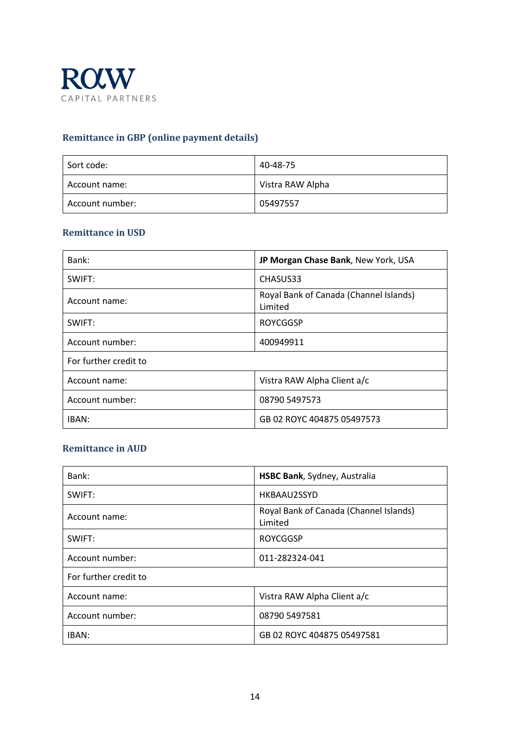RAW
CAPITAL PARTNERS

### Remittance in GBP (online payment details)

| | |
|---|---|
| Sort code: | 40-48-75 |
| Account name: | Vistra RAW Alpha |
| Account number: | 05497557 |

### Remittance in USD

| | |
|---|---|
| Bank: | **JP Morgan Chase Bank**, New York, USA |
| SWIFT: | CHASUS33 |
| Account name: | Royal Bank of Canada (Channel Islands) Limited |
| SWIFT: | ROYCGGSP |
| Account number: | 400949911 |
| For further credit to | |
| Account name: | Vistra RAW Alpha Client a/c |
| Account number: | 08790 5497573 |
| IBAN: | GB 02 ROYC 404875 05497573 |

### Remittance in AUD

| | |
|---|---|
| Bank: | **HSBC Bank**, Sydney, Australia |
| SWIFT: | HKBAAU2SSYD |
| Account name: | Royal Bank of Canada (Channel Islands) Limited |
| SWIFT: | ROYCGGSP |
| Account number: | 011-282324-041 |
| For further credit to | |
| Account name: | Vistra RAW Alpha Client a/c |
| Account number: | 08790 5497581 |
| IBAN: | GB 02 ROYC 404875 05497581 |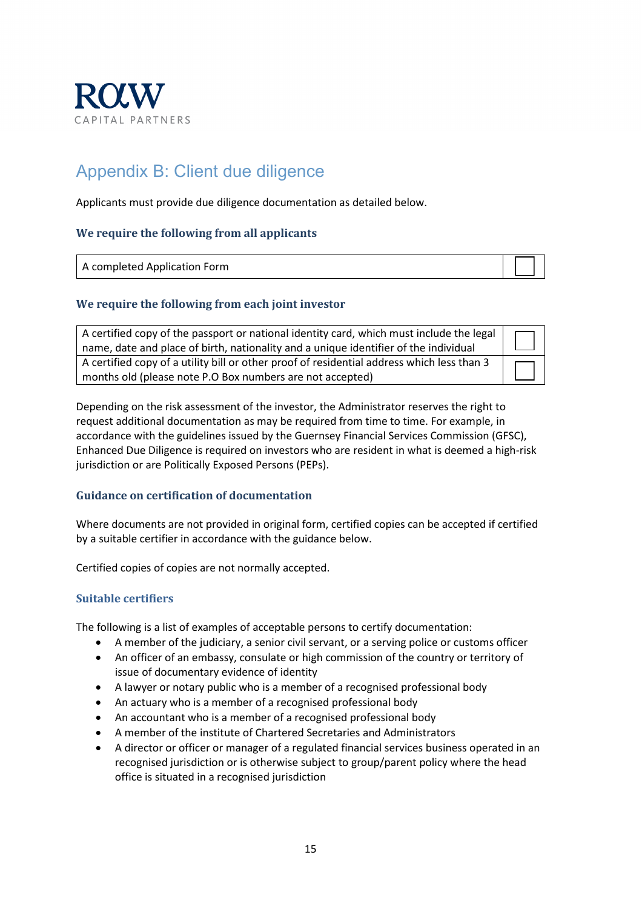# Appendix B: Client due diligence

Applicants must provide due diligence documentation as detailed below.

### We require the following from all applicants

| A completed Application Form | ☐ |
|---|---|

### We require the following from each joint investor

| A certified copy of the passport or national identity card, which must include the legal name, date and place of birth, nationality and a unique identifier of the individual | ☐ |
|---|---|
| A certified copy of a utility bill or other proof of residential address which less than 3 months old (please note P.O Box numbers are not accepted) | ☐ |

Depending on the risk assessment of the investor, the Administrator reserves the right to request additional documentation as may be required from time to time. For example, in accordance with the guidelines issued by the Guernsey Financial Services Commission (GFSC), Enhanced Due Diligence is required on investors who are resident in what is deemed a high-risk jurisdiction or are Politically Exposed Persons (PEPs).

### Guidance on certification of documentation

Where documents are not provided in original form, certified copies can be accepted if certified by a suitable certifier in accordance with the guidance below.

Certified copies of copies are not normally accepted.

### Suitable certifiers

The following is a list of examples of acceptable persons to certify documentation:

- A member of the judiciary, a senior civil servant, or a serving police or customs officer
- An officer of an embassy, consulate or high commission of the country or territory of issue of documentary evidence of identity
- A lawyer or notary public who is a member of a recognised professional body
- An actuary who is a member of a recognised professional body
- An accountant who is a member of a recognised professional body
- A member of the institute of Chartered Secretaries and Administrators
- A director or officer or manager of a regulated financial services business operated in an recognised jurisdiction or is otherwise subject to group/parent policy where the head office is situated in a recognised jurisdiction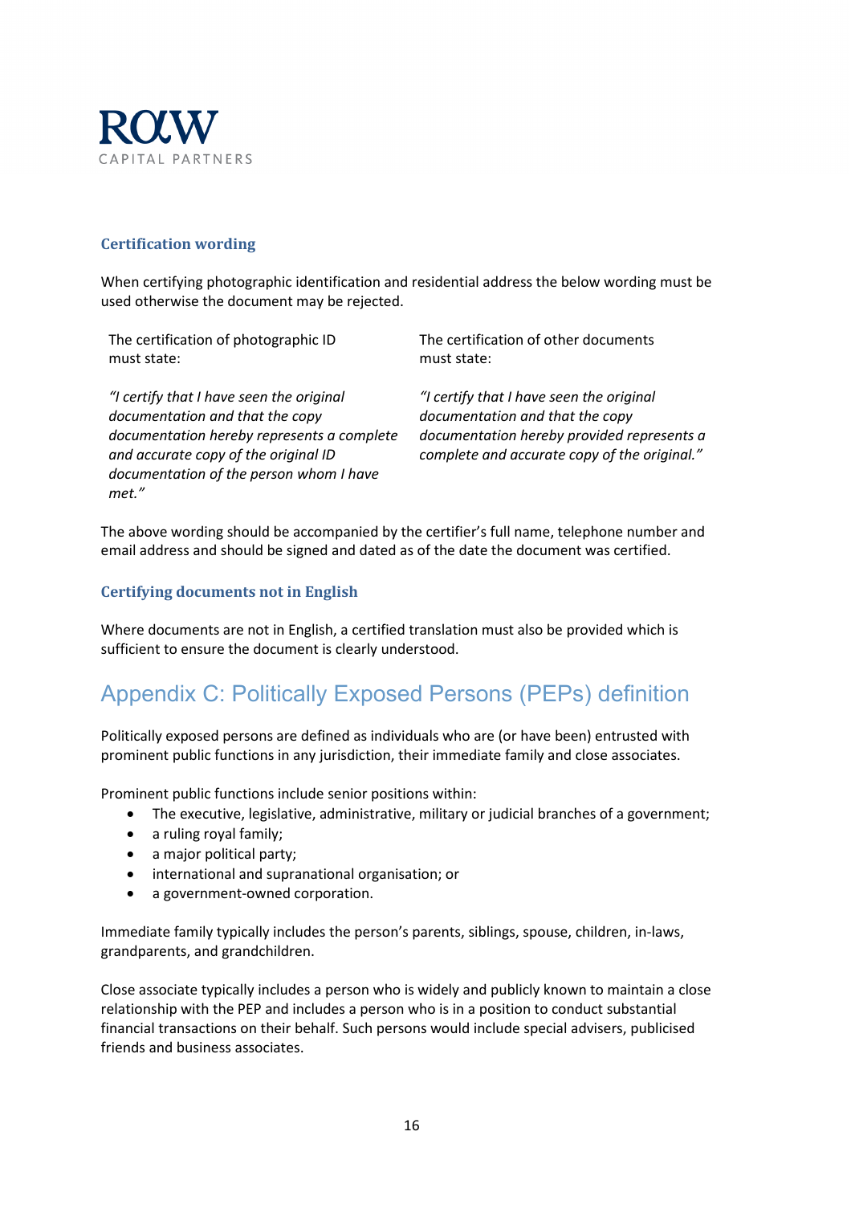### Certification wording

When certifying photographic identification and residential address the below wording must be used otherwise the document may be rejected.

| The certification of photographic ID must state: | The certification of other documents must state: |
|---|---|
| *"I certify that I have seen the original documentation and that the copy documentation hereby represents a complete and accurate copy of the original ID documentation of the person whom I have met."* | *"I certify that I have seen the original documentation and that the copy documentation hereby provided represents a complete and accurate copy of the original."* |

The above wording should be accompanied by the certifier's full name, telephone number and email address and should be signed and dated as of the date the document was certified.

### Certifying documents not in English

Where documents are not in English, a certified translation must also be provided which is sufficient to ensure the document is clearly understood.

## Appendix C: Politically Exposed Persons (PEPs) definition

Politically exposed persons are defined as individuals who are (or have been) entrusted with prominent public functions in any jurisdiction, their immediate family and close associates.

Prominent public functions include senior positions within:

- The executive, legislative, administrative, military or judicial branches of a government;
- a ruling royal family;
- a major political party;
- international and supranational organisation; or
- a government-owned corporation.

Immediate family typically includes the person's parents, siblings, spouse, children, in-laws, grandparents, and grandchildren.

Close associate typically includes a person who is widely and publicly known to maintain a close relationship with the PEP and includes a person who is in a position to conduct substantial financial transactions on their behalf. Such persons would include special advisers, publicised friends and business associates.